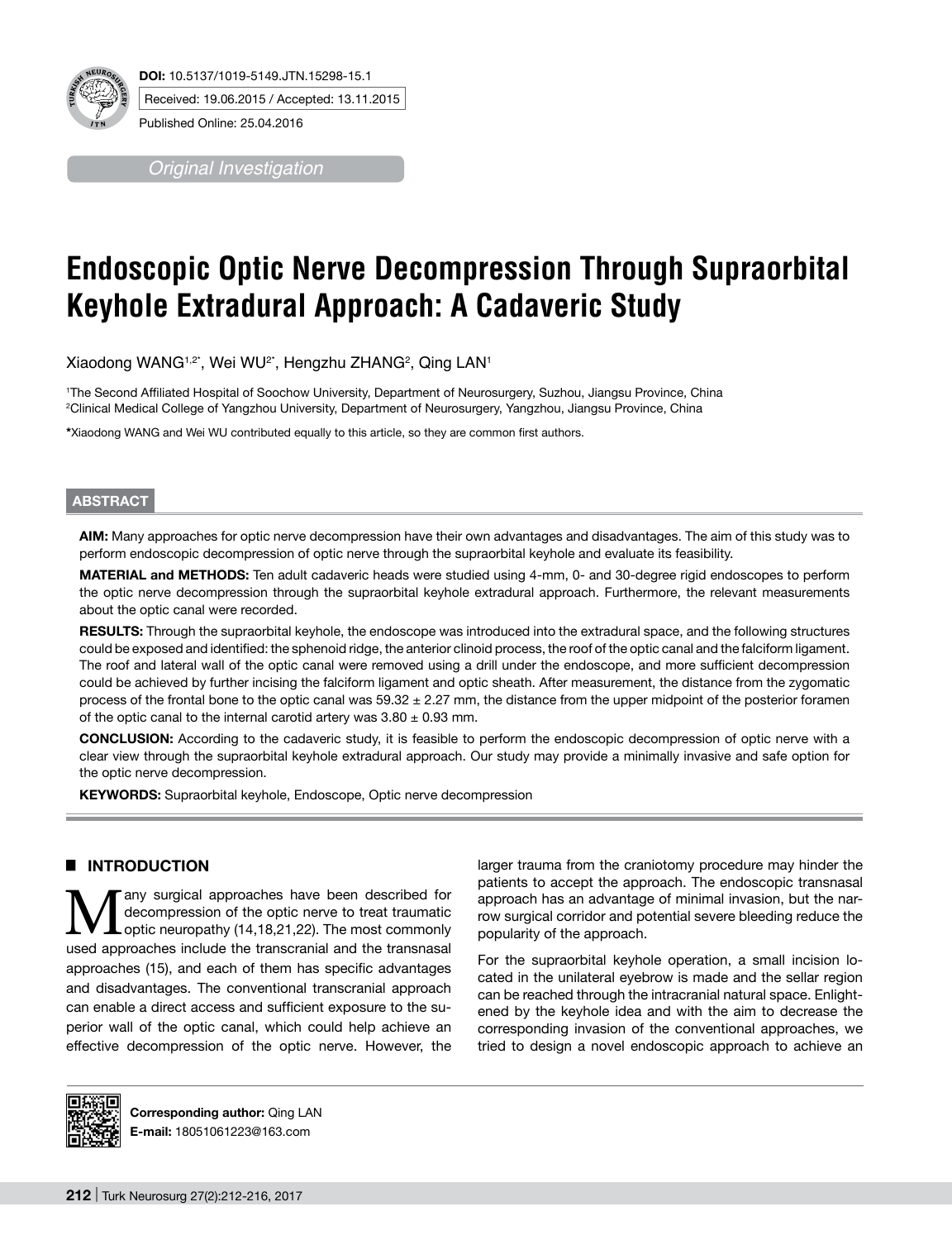**DOI:** 10.5137/1019-5149.JTN.15298-15.1

Received: 19.06.2015 / Accepted: 13.11.2015

Published Online: 25.04.2016

*Original Investigation*

# Endoscopic Optic Nerve Decompression Through Supraorbital Keyhole Extradural Approach: A Cadaveric Study

Xiaodong WANG[1,2*], Wei WU[2*], Hengzhu ZHANG[2], Qing LAN[1]

[1]The Second Affiliated Hospital of Soochow University, Department of Neurosurgery, Suzhou, Jiangsu Province, China
[2]Clinical Medical College of Yangzhou University, Department of Neurosurgery, Yangzhou, Jiangsu Province, China

**\***Xiaodong WANG and Wei WU contributed equally to this article, so they are common first authors.

## ABSTRACT

**AIM:** Many approaches for optic nerve decompression have their own advantages and disadvantages. The aim of this study was to perform endoscopic decompression of optic nerve through the supraorbital keyhole and evaluate its feasibility.

**MATERIAL and METHODS:** Ten adult cadaveric heads were studied using 4-mm, 0- and 30-degree rigid endoscopes to perform the optic nerve decompression through the supraorbital keyhole extradural approach. Furthermore, the relevant measurements about the optic canal were recorded.

**RESULTS:** Through the supraorbital keyhole, the endoscope was introduced into the extradural space, and the following structures could be exposed and identified: the sphenoid ridge, the anterior clinoid process, the roof of the optic canal and the falciform ligament. The roof and lateral wall of the optic canal were removed using a drill under the endoscope, and more sufficient decompression could be achieved by further incising the falciform ligament and optic sheath. After measurement, the distance from the zygomatic process of the frontal bone to the optic canal was 59.32 ± 2.27 mm, the distance from the upper midpoint of the posterior foramen of the optic canal to the internal carotid artery was 3.80 ± 0.93 mm.

**CONCLUSION:** According to the cadaveric study, it is feasible to perform the endoscopic decompression of optic nerve with a clear view through the supraorbital keyhole extradural approach. Our study may provide a minimally invasive and safe option for the optic nerve decompression.

**KEYWORDS:** Supraorbital keyhole, Endoscope, Optic nerve decompression

## INTRODUCTION

Many surgical approaches have been described for decompression of the optic nerve to treat traumatic optic neuropathy (14,18,21,22). The most commonly used approaches include the transcranial and the transnasal approaches (15), and each of them has specific advantages and disadvantages. The conventional transcranial approach can enable a direct access and sufficient exposure to the superior wall of the optic canal, which could help achieve an effective decompression of the optic nerve. However, the larger trauma from the craniotomy procedure may hinder the patients to accept the approach. The endoscopic transnasal approach has an advantage of minimal invasion, but the narrow surgical corridor and potential severe bleeding reduce the popularity of the approach.

For the supraorbital keyhole operation, a small incision located in the unilateral eyebrow is made and the sellar region can be reached through the intracranial natural space. Enlightened by the keyhole idea and with the aim to decrease the corresponding invasion of the conventional approaches, we tried to design a novel endoscopic approach to achieve an

**Corresponding author:** Qing LAN
**E-mail:** 18051061223@163.com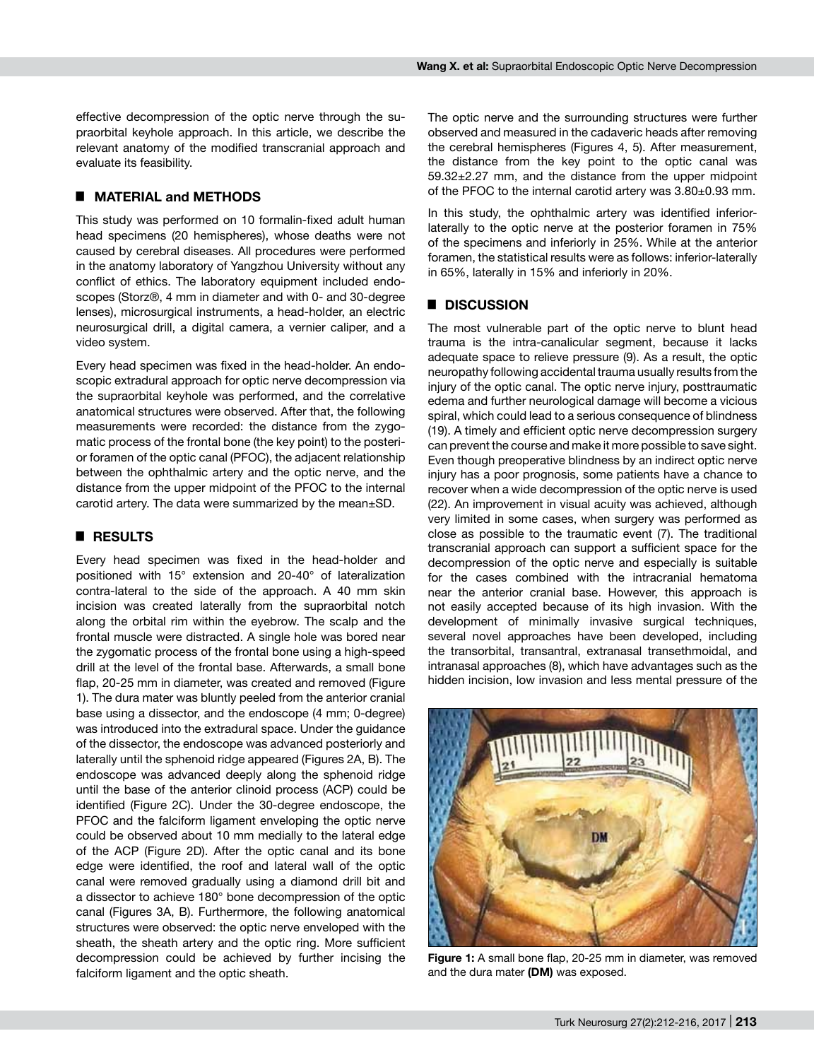effective decompression of the optic nerve through the supraorbital keyhole approach. In this article, we describe the relevant anatomy of the modified transcranial approach and evaluate its feasibility.

## ■ MATERIAL and METHODS

This study was performed on 10 formalin-fixed adult human head specimens (20 hemispheres), whose deaths were not caused by cerebral diseases. All procedures were performed in the anatomy laboratory of Yangzhou University without any conflict of ethics. The laboratory equipment included endoscopes (Storz®, 4 mm in diameter and with 0- and 30-degree lenses), microsurgical instruments, a head-holder, an electric neurosurgical drill, a digital camera, a vernier caliper, and a video system.

Every head specimen was fixed in the head-holder. An endoscopic extradural approach for optic nerve decompression via the supraorbital keyhole was performed, and the correlative anatomical structures were observed. After that, the following measurements were recorded: the distance from the zygomatic process of the frontal bone (the key point) to the posterior foramen of the optic canal (PFOC), the adjacent relationship between the ophthalmic artery and the optic nerve, and the distance from the upper midpoint of the PFOC to the internal carotid artery. The data were summarized by the mean±SD.

## ■ RESULTS

Every head specimen was fixed in the head-holder and positioned with 15° extension and 20-40° of lateralization contra-lateral to the side of the approach. A 40 mm skin incision was created laterally from the supraorbital notch along the orbital rim within the eyebrow. The scalp and the frontal muscle were distracted. A single hole was bored near the zygomatic process of the frontal bone using a high-speed drill at the level of the frontal base. Afterwards, a small bone flap, 20-25 mm in diameter, was created and removed (Figure 1). The dura mater was bluntly peeled from the anterior cranial base using a dissector, and the endoscope (4 mm; 0-degree) was introduced into the extradural space. Under the guidance of the dissector, the endoscope was advanced posteriorly and laterally until the sphenoid ridge appeared (Figures 2A, B). The endoscope was advanced deeply along the sphenoid ridge until the base of the anterior clinoid process (ACP) could be identified (Figure 2C). Under the 30-degree endoscope, the PFOC and the falciform ligament enveloping the optic nerve could be observed about 10 mm medially to the lateral edge of the ACP (Figure 2D). After the optic canal and its bone edge were identified, the roof and lateral wall of the optic canal were removed gradually using a diamond drill bit and a dissector to achieve 180° bone decompression of the optic canal (Figures 3A, B). Furthermore, the following anatomical structures were observed: the optic nerve enveloped with the sheath, the sheath artery and the optic ring. More sufficient decompression could be achieved by further incising the falciform ligament and the optic sheath.

The optic nerve and the surrounding structures were further observed and measured in the cadaveric heads after removing the cerebral hemispheres (Figures 4, 5). After measurement, the distance from the key point to the optic canal was 59.32±2.27 mm, and the distance from the upper midpoint of the PFOC to the internal carotid artery was 3.80±0.93 mm.

In this study, the ophthalmic artery was identified inferior-laterally to the optic nerve at the posterior foramen in 75% of the specimens and inferiorly in 25%. While at the anterior foramen, the statistical results were as follows: inferior-laterally in 65%, laterally in 15% and inferiorly in 20%.

## ■ DISCUSSION

The most vulnerable part of the optic nerve to blunt head trauma is the intra-canalicular segment, because it lacks adequate space to relieve pressure (9). As a result, the optic neuropathy following accidental trauma usually results from the injury of the optic canal. The optic nerve injury, posttraumatic edema and further neurological damage will become a vicious spiral, which could lead to a serious consequence of blindness (19). A timely and efficient optic nerve decompression surgery can prevent the course and make it more possible to save sight. Even though preoperative blindness by an indirect optic nerve injury has a poor prognosis, some patients have a chance to recover when a wide decompression of the optic nerve is used (22). An improvement in visual acuity was achieved, although very limited in some cases, when surgery was performed as close as possible to the traumatic event (7). The traditional transcranial approach can support a sufficient space for the decompression of the optic nerve and especially is suitable for the cases combined with the intracranial hematoma near the anterior cranial base. However, this approach is not easily accepted because of its high invasion. With the development of minimally invasive surgical techniques, several novel approaches have been developed, including the transorbital, transantral, extranasal transethmoidal, and intranasal approaches (8), which have advantages such as the hidden incision, low invasion and less mental pressure of the

**Figure 1:** A small bone flap, 20-25 mm in diameter, was removed and the dura mater **(DM)** was exposed.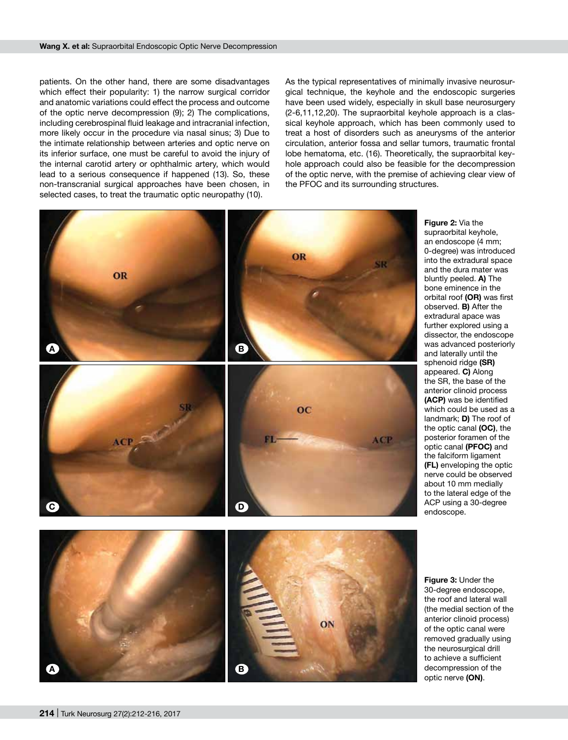patients. On the other hand, there are some disadvantages which effect their popularity: 1) the narrow surgical corridor and anatomic variations could effect the process and outcome of the optic nerve decompression (9); 2) The complications, including cerebrospinal fluid leakage and intracranial infection, more likely occur in the procedure via nasal sinus; 3) Due to the intimate relationship between arteries and optic nerve on its inferior surface, one must be careful to avoid the injury of the internal carotid artery or ophthalmic artery, which would lead to a serious consequence if happened (13). So, these non-transcranial surgical approaches have been chosen, in selected cases, to treat the traumatic optic neuropathy (10).

As the typical representatives of minimally invasive neurosurgical technique, the keyhole and the endoscopic surgeries have been used widely, especially in skull base neurosurgery (2-6,11,12,20). The supraorbital keyhole approach is a classical keyhole approach, which has been commonly used to treat a host of disorders such as aneurysms of the anterior circulation, anterior fossa and sellar tumors, traumatic frontal lobe hematoma, etc. (16). Theoretically, the supraorbital keyhole approach could also be feasible for the decompression of the optic nerve, with the premise of achieving clear view of the PFOC and its surrounding structures.

**Figure 2:** Via the supraorbital keyhole, an endoscope (4 mm; 0-degree) was introduced into the extradural space and the dura mater was bluntly peeled. **A)** The bone eminence in the orbital roof **(OR)** was first observed. **B)** After the extradural apace was further explored using a dissector, the endoscope was advanced posteriorly and laterally until the sphenoid ridge **(SR)** appeared. **C)** Along the SR, the base of the anterior clinoid process **(ACP)** was be identified which could be used as a landmark; **D)** The roof of the optic canal **(OC)**, the posterior foramen of the optic canal **(PFOC)** and the falciform ligament **(FL)** enveloping the optic nerve could be observed about 10 mm medially to the lateral edge of the ACP using a 30-degree endoscope.

**Figure 3:** Under the 30-degree endoscope, the roof and lateral wall (the medial section of the anterior clinoid process) of the optic canal were removed gradually using the neurosurgical drill to achieve a sufficient decompression of the optic nerve **(ON)**.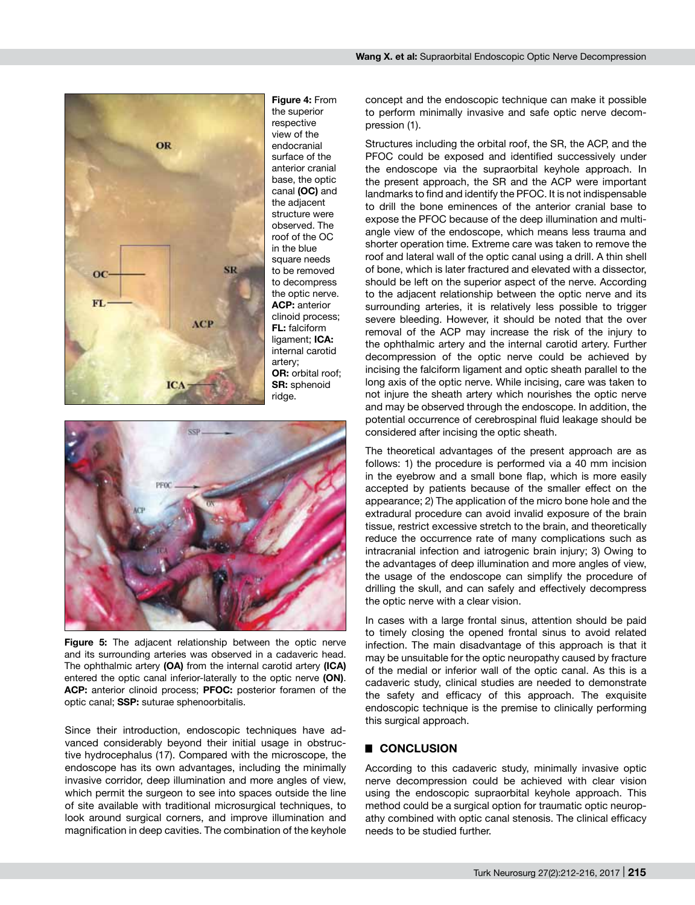**Figure 4:** From the superior respective view of the endocranial surface of the anterior cranial base, the optic canal **(OC)** and the adjacent structure were observed. The roof of the OC in the blue square needs to be removed to decompress the optic nerve. **ACP:** anterior clinoid process; **FL:** falciform ligament; **ICA:** internal carotid artery; **OR:** orbital roof; **SR:** sphenoid ridge.

**Figure 5:** The adjacent relationship between the optic nerve and its surrounding arteries was observed in a cadaveric head. The ophthalmic artery **(OA)** from the internal carotid artery **(ICA)** entered the optic canal inferior-laterally to the optic nerve **(ON)**. **ACP:** anterior clinoid process; **PFOC:** posterior foramen of the optic canal; **SSP:** suturae sphenoorbitalis.

Since their introduction, endoscopic techniques have advanced considerably beyond their initial usage in obstructive hydrocephalus (17). Compared with the microscope, the endoscope has its own advantages, including the minimally invasive corridor, deep illumination and more angles of view, which permit the surgeon to see into spaces outside the line of site available with traditional microsurgical techniques, to look around surgical corners, and improve illumination and magnification in deep cavities. The combination of the keyhole concept and the endoscopic technique can make it possible to perform minimally invasive and safe optic nerve decompression (1).

Structures including the orbital roof, the SR, the ACP, and the PFOC could be exposed and identified successively under the endoscope via the supraorbital keyhole approach. In the present approach, the SR and the ACP were important landmarks to find and identify the PFOC. It is not indispensable to drill the bone eminences of the anterior cranial base to expose the PFOC because of the deep illumination and multi-angle view of the endoscope, which means less trauma and shorter operation time. Extreme care was taken to remove the roof and lateral wall of the optic canal using a drill. A thin shell of bone, which is later fractured and elevated with a dissector, should be left on the superior aspect of the nerve. According to the adjacent relationship between the optic nerve and its surrounding arteries, it is relatively less possible to trigger severe bleeding. However, it should be noted that the over removal of the ACP may increase the risk of the injury to the ophthalmic artery and the internal carotid artery. Further decompression of the optic nerve could be achieved by incising the falciform ligament and optic sheath parallel to the long axis of the optic nerve. While incising, care was taken to not injure the sheath artery which nourishes the optic nerve and may be observed through the endoscope. In addition, the potential occurrence of cerebrospinal fluid leakage should be considered after incising the optic sheath.

The theoretical advantages of the present approach are as follows: 1) the procedure is performed via a 40 mm incision in the eyebrow and a small bone flap, which is more easily accepted by patients because of the smaller effect on the appearance; 2) The application of the micro bone hole and the extradural procedure can avoid invalid exposure of the brain tissue, restrict excessive stretch to the brain, and theoretically reduce the occurrence rate of many complications such as intracranial infection and iatrogenic brain injury; 3) Owing to the advantages of deep illumination and more angles of view, the usage of the endoscope can simplify the procedure of drilling the skull, and can safely and effectively decompress the optic nerve with a clear vision.

In cases with a large frontal sinus, attention should be paid to timely closing the opened frontal sinus to avoid related infection. The main disadvantage of this approach is that it may be unsuitable for the optic neuropathy caused by fracture of the medial or inferior wall of the optic canal. As this is a cadaveric study, clinical studies are needed to demonstrate the safety and efficacy of this approach. The exquisite endoscopic technique is the premise to clinically performing this surgical approach.

## CONCLUSION

According to this cadaveric study, minimally invasive optic nerve decompression could be achieved with clear vision using the endoscopic supraorbital keyhole approach. This method could be a surgical option for traumatic optic neuropathy combined with optic canal stenosis. The clinical efficacy needs to be studied further.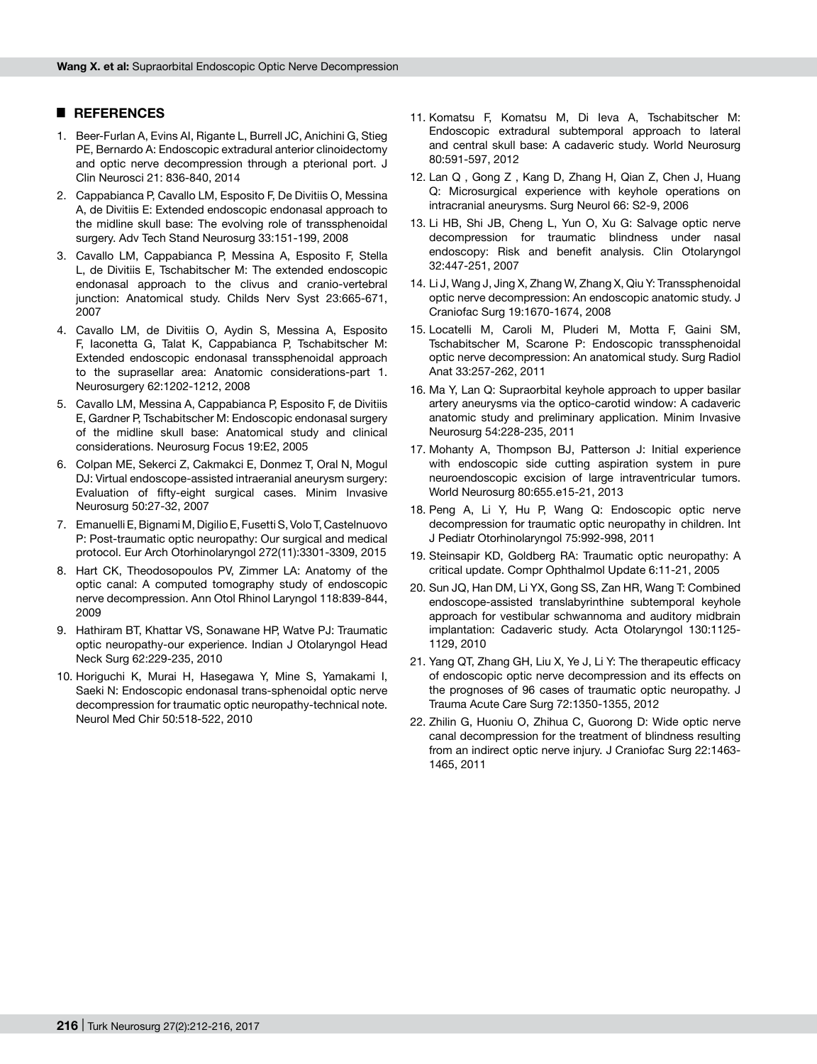## REFERENCES

1. Beer-Furlan A, Evins AI, Rigante L, Burrell JC, Anichini G, Stieg PE, Bernardo A: Endoscopic extradural anterior clinoidectomy and optic nerve decompression through a pterional port. J Clin Neurosci 21: 836-840, 2014
2. Cappabianca P, Cavallo LM, Esposito F, De Divitiis O, Messina A, de Divitiis E: Extended endoscopic endonasal approach to the midline skull base: The evolving role of transsphenoidal surgery. Adv Tech Stand Neurosurg 33:151-199, 2008
3. Cavallo LM, Cappabianca P, Messina A, Esposito F, Stella L, de Divitiis E, Tschabitscher M: The extended endoscopic endonasal approach to the clivus and cranio-vertebral junction: Anatomical study. Childs Nerv Syst 23:665-671, 2007
4. Cavallo LM, de Divitiis O, Aydin S, Messina A, Esposito F, Iaconetta G, Talat K, Cappabianca P, Tschabitscher M: Extended endoscopic endonasal transsphenoidal approach to the suprasellar area: Anatomic considerations-part 1. Neurosurgery 62:1202-1212, 2008
5. Cavallo LM, Messina A, Cappabianca P, Esposito F, de Divitiis E, Gardner P, Tschabitscher M: Endoscopic endonasal surgery of the midline skull base: Anatomical study and clinical considerations. Neurosurg Focus 19:E2, 2005
6. Colpan ME, Sekerci Z, Cakmakci E, Donmez T, Oral N, Mogul DJ: Virtual endoscope-assisted intraeranial aneurysm surgery: Evaluation of fifty-eight surgical cases. Minim Invasive Neurosurg 50:27-32, 2007
7. Emanuelli E, Bignami M, Digilio E, Fusetti S, Volo T, Castelnuovo P: Post-traumatic optic neuropathy: Our surgical and medical protocol. Eur Arch Otorhinolaryngol 272(11):3301-3309, 2015
8. Hart CK, Theodosopoulos PV, Zimmer LA: Anatomy of the optic canal: A computed tomography study of endoscopic nerve decompression. Ann Otol Rhinol Laryngol 118:839-844, 2009
9. Hathiram BT, Khattar VS, Sonawane HP, Watve PJ: Traumatic optic neuropathy-our experience. Indian J Otolaryngol Head Neck Surg 62:229-235, 2010
10. Horiguchi K, Murai H, Hasegawa Y, Mine S, Yamakami I, Saeki N: Endoscopic endonasal trans-sphenoidal optic nerve decompression for traumatic optic neuropathy-technical note. Neurol Med Chir 50:518-522, 2010
11. Komatsu F, Komatsu M, Di Ieva A, Tschabitscher M: Endoscopic extradural subtemporal approach to lateral and central skull base: A cadaveric study. World Neurosurg 80:591-597, 2012
12. Lan Q , Gong Z , Kang D, Zhang H, Qian Z, Chen J, Huang Q: Microsurgical experience with keyhole operations on intracranial aneurysms. Surg Neurol 66: S2-9, 2006
13. Li HB, Shi JB, Cheng L, Yun O, Xu G: Salvage optic nerve decompression for traumatic blindness under nasal endoscopy: Risk and benefit analysis. Clin Otolaryngol 32:447-251, 2007
14. Li J, Wang J, Jing X, Zhang W, Zhang X, Qiu Y: Transsphenoidal optic nerve decompression: An endoscopic anatomic study. J Craniofac Surg 19:1670-1674, 2008
15. Locatelli M, Caroli M, Pluderi M, Motta F, Gaini SM, Tschabitscher M, Scarone P: Endoscopic transsphenoidal optic nerve decompression: An anatomical study. Surg Radiol Anat 33:257-262, 2011
16. Ma Y, Lan Q: Supraorbital keyhole approach to upper basilar artery aneurysms via the optico-carotid window: A cadaveric anatomic study and preliminary application. Minim Invasive Neurosurg 54:228-235, 2011
17. Mohanty A, Thompson BJ, Patterson J: Initial experience with endoscopic side cutting aspiration system in pure neuroendoscopic excision of large intraventricular tumors. World Neurosurg 80:655.e15-21, 2013
18. Peng A, Li Y, Hu P, Wang Q: Endoscopic optic nerve decompression for traumatic optic neuropathy in children. Int J Pediatr Otorhinolaryngol 75:992-998, 2011
19. Steinsapir KD, Goldberg RA: Traumatic optic neuropathy: A critical update. Compr Ophthalmol Update 6:11-21, 2005
20. Sun JQ, Han DM, Li YX, Gong SS, Zan HR, Wang T: Combined endoscope-assisted translabyrinthine subtemporal keyhole approach for vestibular schwannoma and auditory midbrain implantation: Cadaveric study. Acta Otolaryngol 130:1125-1129, 2010
21. Yang QT, Zhang GH, Liu X, Ye J, Li Y: The therapeutic efficacy of endoscopic optic nerve decompression and its effects on the prognoses of 96 cases of traumatic optic neuropathy. J Trauma Acute Care Surg 72:1350-1355, 2012
22. Zhilin G, Huoniu O, Zhihua C, Guorong D: Wide optic nerve canal decompression for the treatment of blindness resulting from an indirect optic nerve injury. J Craniofac Surg 22:1463-1465, 2011